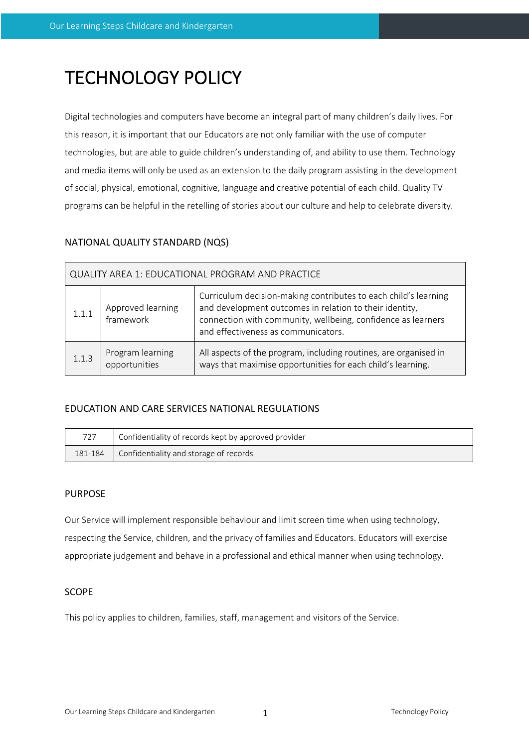# TECHNOLOGY POLICY

Digital technologies and computers have become an integral part of many children's daily lives. For this reason, it is important that our Educators are not only familiar with the use of computer technologies, but are able to guide children's understanding of, and ability to use them. Technology and media items will only be used as an extension to the daily program assisting in the development of social, physical, emotional, cognitive, language and creative potential of each child. Quality TV programs can be helpful in the retelling of stories about our culture and help to celebrate diversity.

## NATIONAL QUALITY STANDARD (NQS)

| QUALITY AREA 1: EDUCATIONAL PROGRAM AND PRACTICE | | |
|---|---|---|
| 1.1.1 | Approved learning framework | Curriculum decision-making contributes to each child's learning and development outcomes in relation to their identity, connection with community, wellbeing, confidence as learners and effectiveness as communicators. |
| 1.1.3 | Program learning opportunities | All aspects of the program, including routines, are organised in ways that maximise opportunities for each child's learning. |

## EDUCATION AND CARE SERVICES NATIONAL REGULATIONS

| | |
|---|---|
| 727 | Confidentiality of records kept by approved provider |
| 181-184 | Confidentiality and storage of records |

## PURPOSE

Our Service will implement responsible behaviour and limit screen time when using technology, respecting the Service, children, and the privacy of families and Educators. Educators will exercise appropriate judgement and behave in a professional and ethical manner when using technology.

## SCOPE

This policy applies to children, families, staff, management and visitors of the Service.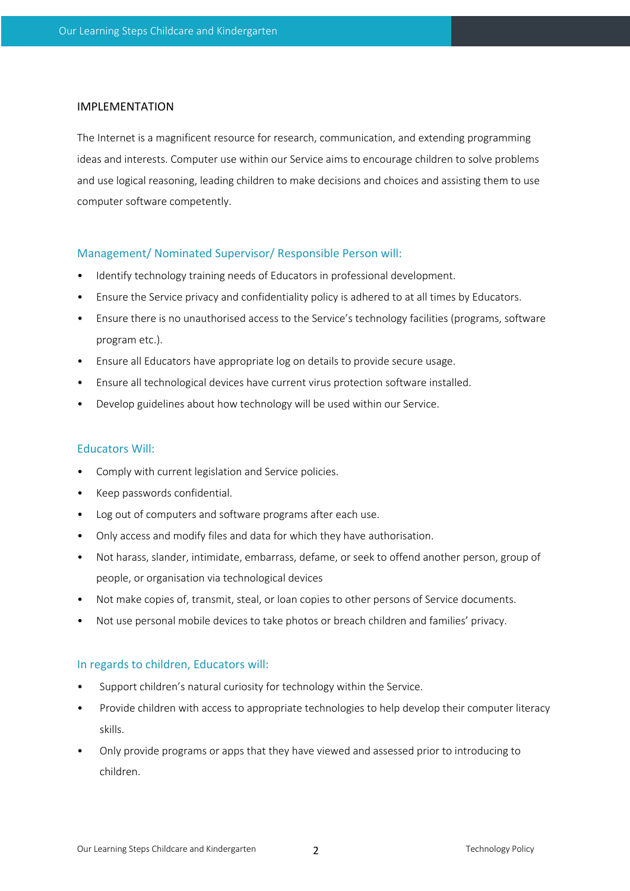## IMPLEMENTATION

The Internet is a magnificent resource for research, communication, and extending programming ideas and interests. Computer use within our Service aims to encourage children to solve problems and use logical reasoning, leading children to make decisions and choices and assisting them to use computer software competently.

### Management/ Nominated Supervisor/ Responsible Person will:

- Identify technology training needs of Educators in professional development.
- Ensure the Service privacy and confidentiality policy is adhered to at all times by Educators.
- Ensure there is no unauthorised access to the Service's technology facilities (programs, software program etc.).
- Ensure all Educators have appropriate log on details to provide secure usage.
- Ensure all technological devices have current virus protection software installed.
- Develop guidelines about how technology will be used within our Service.

### Educators Will:

- Comply with current legislation and Service policies.
- Keep passwords confidential.
- Log out of computers and software programs after each use.
- Only access and modify files and data for which they have authorisation.
- Not harass, slander, intimidate, embarrass, defame, or seek to offend another person, group of people, or organisation via technological devices
- Not make copies of, transmit, steal, or loan copies to other persons of Service documents.
- Not use personal mobile devices to take photos or breach children and families' privacy.

### In regards to children, Educators will:

- Support children's natural curiosity for technology within the Service.
- Provide children with access to appropriate technologies to help develop their computer literacy skills.
- Only provide programs or apps that they have viewed and assessed prior to introducing to children.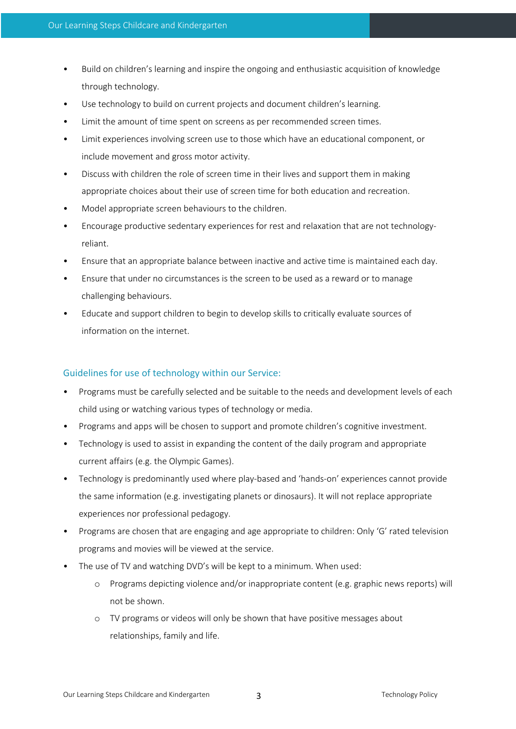- Build on children's learning and inspire the ongoing and enthusiastic acquisition of knowledge through technology.
- Use technology to build on current projects and document children's learning.
- Limit the amount of time spent on screens as per recommended screen times.
- Limit experiences involving screen use to those which have an educational component, or include movement and gross motor activity.
- Discuss with children the role of screen time in their lives and support them in making appropriate choices about their use of screen time for both education and recreation.
- Model appropriate screen behaviours to the children.
- Encourage productive sedentary experiences for rest and relaxation that are not technology-reliant.
- Ensure that an appropriate balance between inactive and active time is maintained each day.
- Ensure that under no circumstances is the screen to be used as a reward or to manage challenging behaviours.
- Educate and support children to begin to develop skills to critically evaluate sources of information on the internet.

## Guidelines for use of technology within our Service:

- Programs must be carefully selected and be suitable to the needs and development levels of each child using or watching various types of technology or media.
- Programs and apps will be chosen to support and promote children's cognitive investment.
- Technology is used to assist in expanding the content of the daily program and appropriate current affairs (e.g. the Olympic Games).
- Technology is predominantly used where play-based and 'hands-on' experiences cannot provide the same information (e.g. investigating planets or dinosaurs). It will not replace appropriate experiences nor professional pedagogy.
- Programs are chosen that are engaging and age appropriate to children: Only 'G' rated television programs and movies will be viewed at the service.
- The use of TV and watching DVD's will be kept to a minimum. When used:
  - Programs depicting violence and/or inappropriate content (e.g. graphic news reports) will not be shown.
  - TV programs or videos will only be shown that have positive messages about relationships, family and life.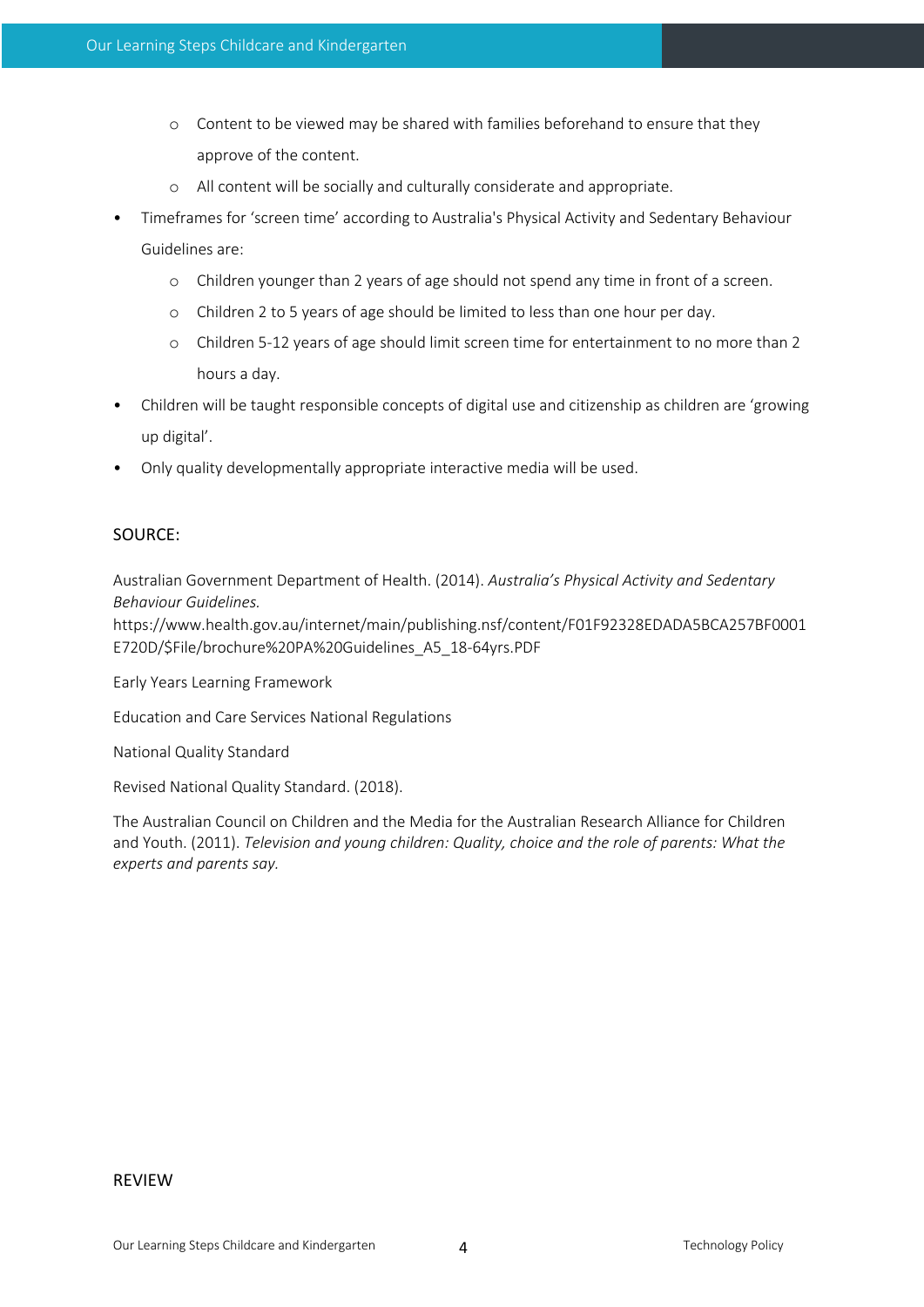- Content to be viewed may be shared with families beforehand to ensure that they approve of the content.
    - All content will be socially and culturally considerate and appropriate.
- Timeframes for 'screen time' according to Australia's Physical Activity and Sedentary Behaviour Guidelines are:
    - Children younger than 2 years of age should not spend any time in front of a screen.
    - Children 2 to 5 years of age should be limited to less than one hour per day.
    - Children 5-12 years of age should limit screen time for entertainment to no more than 2 hours a day.
- Children will be taught responsible concepts of digital use and citizenship as children are 'growing up digital'.
- Only quality developmentally appropriate interactive media will be used.

## SOURCE:

Australian Government Department of Health. (2014). *Australia's Physical Activity and Sedentary Behaviour Guidelines.* https://www.health.gov.au/internet/main/publishing.nsf/content/F01F92328EDADA5BCA257BF0001E720D/$File/brochure%20PA%20Guidelines_A5_18-64yrs.PDF

Early Years Learning Framework

Education and Care Services National Regulations

National Quality Standard

Revised National Quality Standard. (2018).

The Australian Council on Children and the Media for the Australian Research Alliance for Children and Youth. (2011). *Television and young children: Quality, choice and the role of parents: What the experts and parents say.*

## REVIEW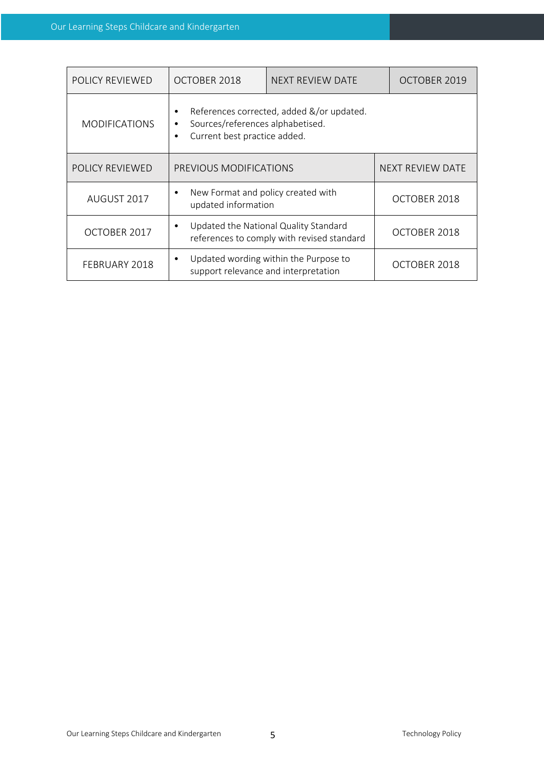| POLICY REVIEWED | OCTOBER 2018 | NEXT REVIEW DATE | OCTOBER 2019 |
|---|---|---|---|
| MODIFICATIONS | • References corrected, added &/or updated.<br>• Sources/references alphabetised.<br>• Current best practice added. | | |

| POLICY REVIEWED | PREVIOUS MODIFICATIONS | NEXT REVIEW DATE |
|---|---|---|
| AUGUST 2017 | • New Format and policy created with updated information | OCTOBER 2018 |
| OCTOBER 2017 | • Updated the National Quality Standard references to comply with revised standard | OCTOBER 2018 |
| FEBRUARY 2018 | • Updated wording within the Purpose to support relevance and interpretation | OCTOBER 2018 |